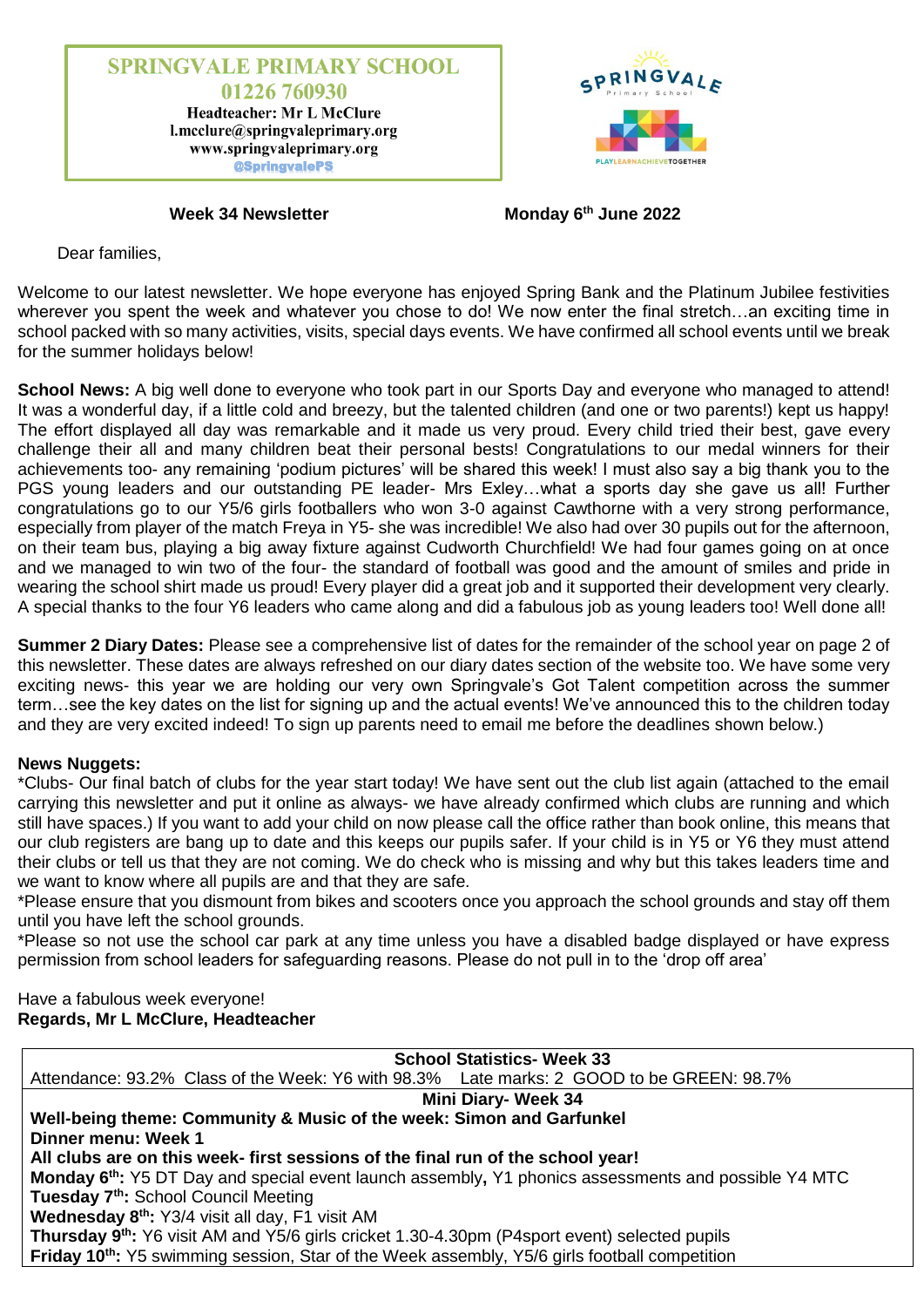**SPRINGVALE PRIMARY SCHOOL**
**01226 760930**
**Headteacher: Mr L McClure**
**l.mcclure@springvaleprimary.org**
**www.springvaleprimary.org**
**@SpringvalePS**

**Week 34 Newsletter** **Monday 6th June 2022**

Dear families,

Welcome to our latest newsletter. We hope everyone has enjoyed Spring Bank and the Platinum Jubilee festivities wherever you spent the week and whatever you chose to do! We now enter the final stretch…an exciting time in school packed with so many activities, visits, special days events. We have confirmed all school events until we break for the summer holidays below!

**School News:** A big well done to everyone who took part in our Sports Day and everyone who managed to attend! It was a wonderful day, if a little cold and breezy, but the talented children (and one or two parents!) kept us happy! The effort displayed all day was remarkable and it made us very proud. Every child tried their best, gave every challenge their all and many children beat their personal bests! Congratulations to our medal winners for their achievements too- any remaining 'podium pictures' will be shared this week! I must also say a big thank you to the PGS young leaders and our outstanding PE leader- Mrs Exley…what a sports day she gave us all! Further congratulations go to our Y5/6 girls footballers who won 3-0 against Cawthorne with a very strong performance, especially from player of the match Freya in Y5- she was incredible! We also had over 30 pupils out for the afternoon, on their team bus, playing a big away fixture against Cudworth Churchfield! We had four games going on at once and we managed to win two of the four- the standard of football was good and the amount of smiles and pride in wearing the school shirt made us proud! Every player did a great job and it supported their development very clearly. A special thanks to the four Y6 leaders who came along and did a fabulous job as young leaders too! Well done all!

**Summer 2 Diary Dates:** Please see a comprehensive list of dates for the remainder of the school year on page 2 of this newsletter. These dates are always refreshed on our diary dates section of the website too. We have some very exciting news- this year we are holding our very own Springvale's Got Talent competition across the summer term…see the key dates on the list for signing up and the actual events! We've announced this to the children today and they are very excited indeed! To sign up parents need to email me before the deadlines shown below.)

**News Nuggets:**

*Clubs- Our final batch of clubs for the year start today! We have sent out the club list again (attached to the email carrying this newsletter and put it online as always- we have already confirmed which clubs are running and which still have spaces.) If you want to add your child on now please call the office rather than book online, this means that our club registers are bang up to date and this keeps our pupils safer. If your child is in Y5 or Y6 they must attend their clubs or tell us that they are not coming. We do check who is missing and why but this takes leaders time and we want to know where all pupils are and that they are safe.

*Please ensure that you dismount from bikes and scooters once you approach the school grounds and stay off them until you have left the school grounds.

*Please so not use the school car park at any time unless you have a disabled badge displayed or have express permission from school leaders for safeguarding reasons. Please do not pull in to the 'drop off area'

Have a fabulous week everyone!
**Regards, Mr L McClure, Headteacher**

**School Statistics- Week 33**

Attendance: 93.2% Class of the Week: Y6 with 98.3% Late marks: 2 GOOD to be GREEN: 98.7%

**Mini Diary- Week 34**

**Well-being theme: Community & Music of the week: Simon and Garfunkel**

**Dinner menu: Week 1**

**All clubs are on this week- first sessions of the final run of the school year!**

**Monday 6th:** Y5 DT Day and special event launch assembly**,** Y1 phonics assessments and possible Y4 MTC

**Tuesday 7th:** School Council Meeting

**Wednesday 8th:** Y3/4 visit all day, F1 visit AM

**Thursday 9th:** Y6 visit AM and Y5/6 girls cricket 1.30-4.30pm (P4sport event) selected pupils

**Friday 10th:** Y5 swimming session, Star of the Week assembly, Y5/6 girls football competition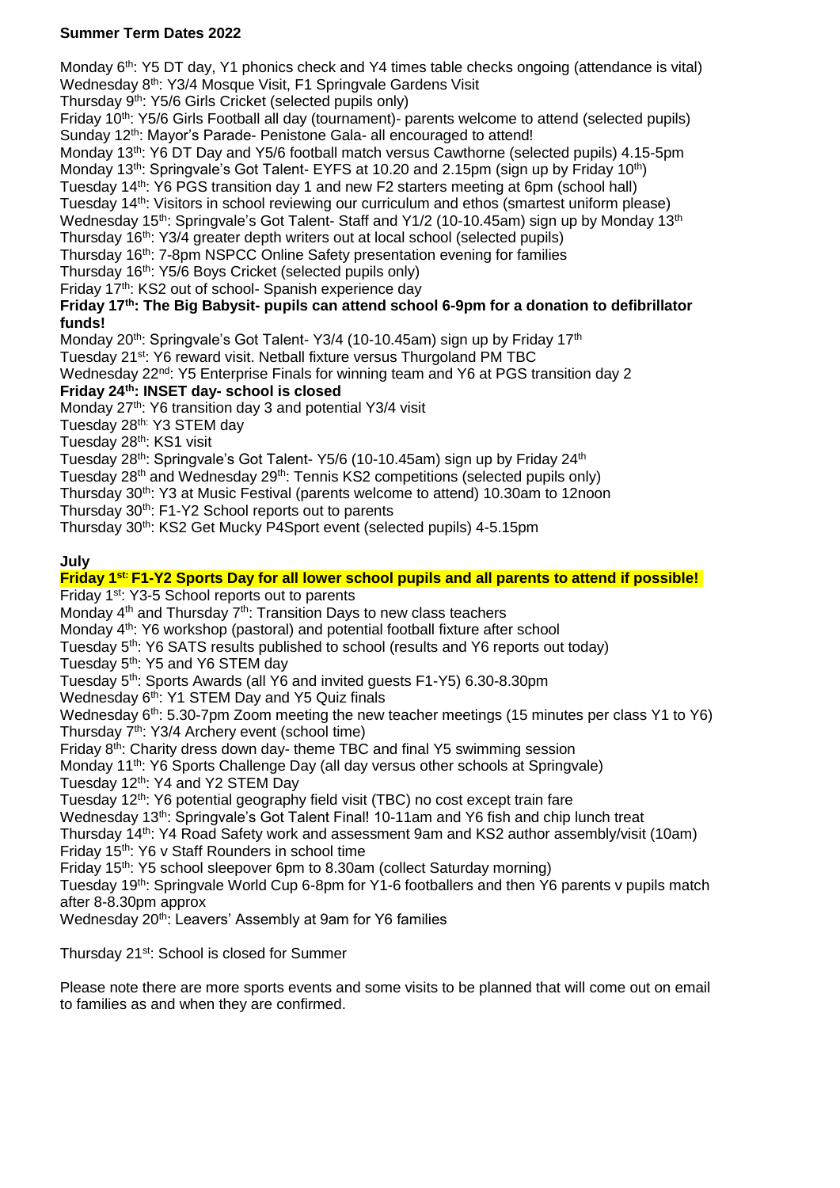**Summer Term Dates 2022**

Monday 6th: Y5 DT day, Y1 phonics check and Y4 times table checks ongoing (attendance is vital)
Wednesday 8th: Y3/4 Mosque Visit, F1 Springvale Gardens Visit
Thursday 9th: Y5/6 Girls Cricket (selected pupils only)
Friday 10th: Y5/6 Girls Football all day (tournament)- parents welcome to attend (selected pupils)
Sunday 12th: Mayor's Parade- Penistone Gala- all encouraged to attend!
Monday 13th: Y6 DT Day and Y5/6 football match versus Cawthorne (selected pupils) 4.15-5pm
Monday 13th: Springvale's Got Talent- EYFS at 10.20 and 2.15pm (sign up by Friday 10th)
Tuesday 14th: Y6 PGS transition day 1 and new F2 starters meeting at 6pm (school hall)
Tuesday 14th: Visitors in school reviewing our curriculum and ethos (smartest uniform please)
Wednesday 15th: Springvale's Got Talent- Staff and Y1/2 (10-10.45am) sign up by Monday 13th
Thursday 16th: Y3/4 greater depth writers out at local school (selected pupils)
Thursday 16th: 7-8pm NSPCC Online Safety presentation evening for families
Thursday 16th: Y5/6 Boys Cricket (selected pupils only)
Friday 17th: KS2 out of school- Spanish experience day
**Friday 17th: The Big Babysit- pupils can attend school 6-9pm for a donation to defibrillator funds!**
Monday 20th: Springvale's Got Talent- Y3/4 (10-10.45am) sign up by Friday 17th
Tuesday 21st: Y6 reward visit. Netball fixture versus Thurgoland PM TBC
Wednesday 22nd: Y5 Enterprise Finals for winning team and Y6 at PGS transition day 2
**Friday 24th: INSET day- school is closed**
Monday 27th: Y6 transition day 3 and potential Y3/4 visit
Tuesday 28th: Y3 STEM day
Tuesday 28th: KS1 visit
Tuesday 28th: Springvale's Got Talent- Y5/6 (10-10.45am) sign up by Friday 24th
Tuesday 28th and Wednesday 29th: Tennis KS2 competitions (selected pupils only)
Thursday 30th: Y3 at Music Festival (parents welcome to attend) 10.30am to 12noon
Thursday 30th: F1-Y2 School reports out to parents
Thursday 30th: KS2 Get Mucky P4Sport event (selected pupils) 4-5.15pm

**July**

**Friday 1st: F1-Y2 Sports Day for all lower school pupils and all parents to attend if possible!**
Friday 1st: Y3-5 School reports out to parents
Monday 4th and Thursday 7th: Transition Days to new class teachers
Monday 4th: Y6 workshop (pastoral) and potential football fixture after school
Tuesday 5th: Y6 SATS results published to school (results and Y6 reports out today)
Tuesday 5th: Y5 and Y6 STEM day
Tuesday 5th: Sports Awards (all Y6 and invited guests F1-Y5) 6.30-8.30pm
Wednesday 6th: Y1 STEM Day and Y5 Quiz finals
Wednesday 6th: 5.30-7pm Zoom meeting the new teacher meetings (15 minutes per class Y1 to Y6)
Thursday 7th: Y3/4 Archery event (school time)
Friday 8th: Charity dress down day- theme TBC and final Y5 swimming session
Monday 11th: Y6 Sports Challenge Day (all day versus other schools at Springvale)
Tuesday 12th: Y4 and Y2 STEM Day
Tuesday 12th: Y6 potential geography field visit (TBC) no cost except train fare
Wednesday 13th: Springvale's Got Talent Final! 10-11am and Y6 fish and chip lunch treat
Thursday 14th: Y4 Road Safety work and assessment 9am and KS2 author assembly/visit (10am)
Friday 15th: Y6 v Staff Rounders in school time
Friday 15th: Y5 school sleepover 6pm to 8.30am (collect Saturday morning)
Tuesday 19th: Springvale World Cup 6-8pm for Y1-6 footballers and then Y6 parents v pupils match after 8-8.30pm approx
Wednesday 20th: Leavers' Assembly at 9am for Y6 families

Thursday 21st: School is closed for Summer

Please note there are more sports events and some visits to be planned that will come out on email to families as and when they are confirmed.